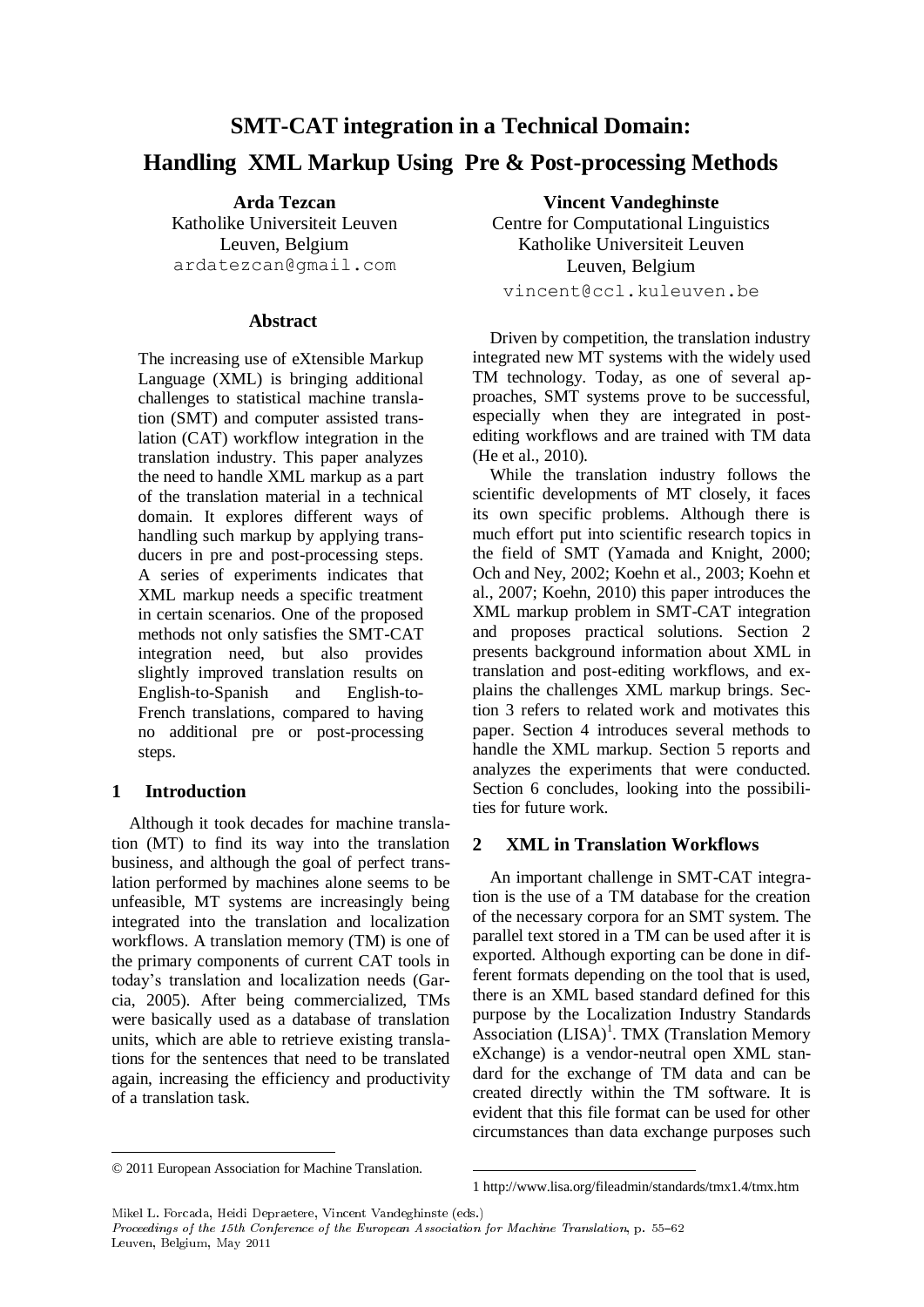# SMT-CAT integration in a Technical Domain: Handling XML Markup Using Pre & Post-processing Methods

**Arda Tezcan**
Katholike Universiteit Leuven
Leuven, Belgium
ardatezcan@gmail.com

**Vincent Vandeghinste**
Centre for Computational Linguistics
Katholike Universiteit Leuven
Leuven, Belgium
vincent@ccl.kuleuven.be

## Abstract

The increasing use of eXtensible Markup Language (XML) is bringing additional challenges to statistical machine translation (SMT) and computer assisted translation (CAT) workflow integration in the translation industry. This paper analyzes the need to handle XML markup as a part of the translation material in a technical domain. It explores different ways of handling such markup by applying transducers in pre and post-processing steps. A series of experiments indicates that XML markup needs a specific treatment in certain scenarios. One of the proposed methods not only satisfies the SMT-CAT integration need, but also provides slightly improved translation results on English-to-Spanish and English-to-French translations, compared to having no additional pre or post-processing steps.

## 1 Introduction

Although it took decades for machine translation (MT) to find its way into the translation business, and although the goal of perfect translation performed by machines alone seems to be unfeasible, MT systems are increasingly being integrated into the translation and localization workflows. A translation memory (TM) is one of the primary components of current CAT tools in today's translation and localization needs (Garcia, 2005). After being commercialized, TMs were basically used as a database of translation units, which are able to retrieve existing translations for the sentences that need to be translated again, increasing the efficiency and productivity of a translation task.

Driven by competition, the translation industry integrated new MT systems with the widely used TM technology. Today, as one of several approaches, SMT systems prove to be successful, especially when they are integrated in post-editing workflows and are trained with TM data (He et al., 2010).

While the translation industry follows the scientific developments of MT closely, it faces its own specific problems. Although there is much effort put into scientific research topics in the field of SMT (Yamada and Knight, 2000; Och and Ney, 2002; Koehn et al., 2003; Koehn et al., 2007; Koehn, 2010) this paper introduces the XML markup problem in SMT-CAT integration and proposes practical solutions. Section 2 presents background information about XML in translation and post-editing workflows, and explains the challenges XML markup brings. Section 3 refers to related work and motivates this paper. Section 4 introduces several methods to handle the XML markup. Section 5 reports and analyzes the experiments that were conducted. Section 6 concludes, looking into the possibilities for future work.

## 2 XML in Translation Workflows

An important challenge in SMT-CAT integration is the use of a TM database for the creation of the necessary corpora for an SMT system. The parallel text stored in a TM can be used after it is exported. Although exporting can be done in different formats depending on the tool that is used, there is an XML based standard defined for this purpose by the Localization Industry Standards Association (LISA)[1]. TMX (Translation Memory eXchange) is a vendor-neutral open XML standard for the exchange of TM data and can be created directly within the TM software. It is evident that this file format can be used for other circumstances than data exchange purposes such

© 2011 European Association for Machine Translation.

1 http://www.lisa.org/fileadmin/standards/tmx1.4/tmx.htm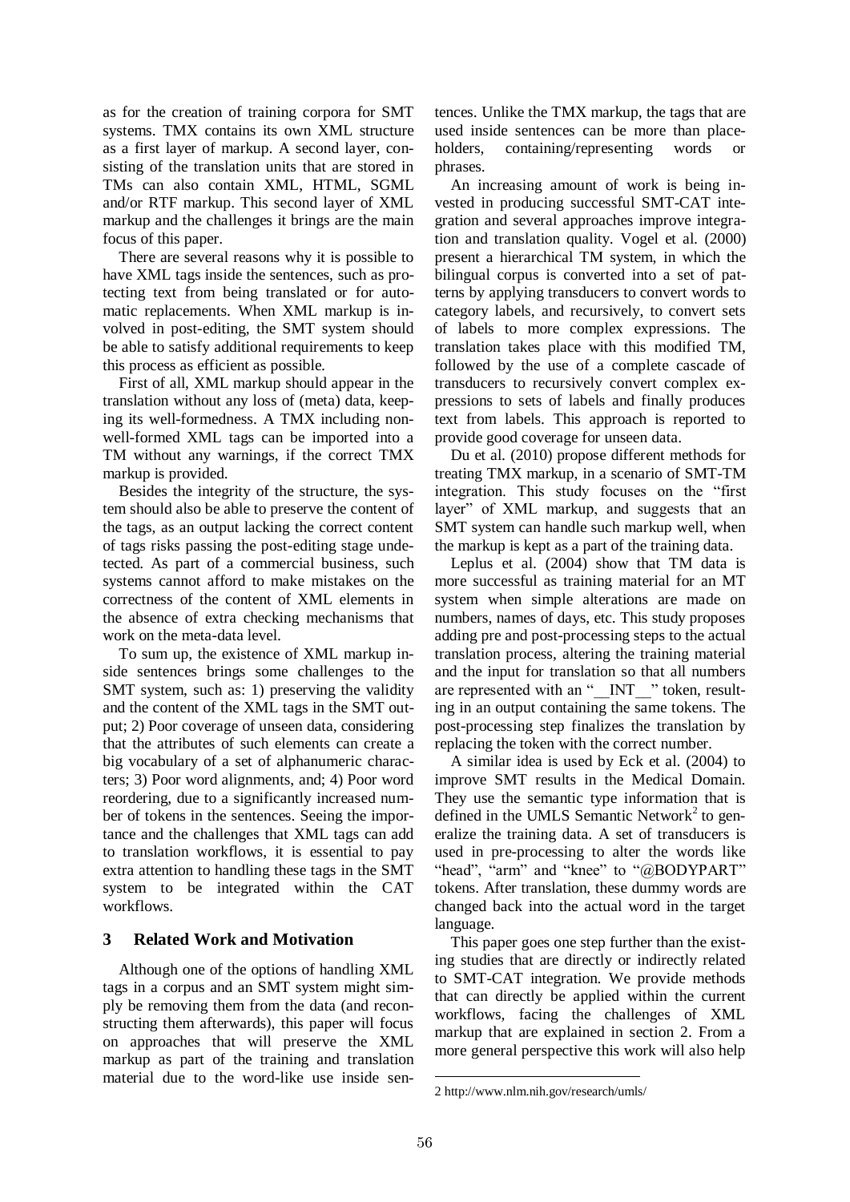as for the creation of training corpora for SMT systems. TMX contains its own XML structure as a first layer of markup. A second layer, consisting of the translation units that are stored in TMs can also contain XML, HTML, SGML and/or RTF markup. This second layer of XML markup and the challenges it brings are the main focus of this paper.

There are several reasons why it is possible to have XML tags inside the sentences, such as protecting text from being translated or for automatic replacements. When XML markup is involved in post-editing, the SMT system should be able to satisfy additional requirements to keep this process as efficient as possible.

First of all, XML markup should appear in the translation without any loss of (meta) data, keeping its well-formedness. A TMX including non-well-formed XML tags can be imported into a TM without any warnings, if the correct TMX markup is provided.

Besides the integrity of the structure, the system should also be able to preserve the content of the tags, as an output lacking the correct content of tags risks passing the post-editing stage undetected. As part of a commercial business, such systems cannot afford to make mistakes on the correctness of the content of XML elements in the absence of extra checking mechanisms that work on the meta-data level.

To sum up, the existence of XML markup inside sentences brings some challenges to the SMT system, such as: 1) preserving the validity and the content of the XML tags in the SMT output; 2) Poor coverage of unseen data, considering that the attributes of such elements can create a big vocabulary of a set of alphanumeric characters; 3) Poor word alignments, and; 4) Poor word reordering, due to a significantly increased number of tokens in the sentences. Seeing the importance and the challenges that XML tags can add to translation workflows, it is essential to pay extra attention to handling these tags in the SMT system to be integrated within the CAT workflows.

## 3 Related Work and Motivation

Although one of the options of handling XML tags in a corpus and an SMT system might simply be removing them from the data (and reconstructing them afterwards), this paper will focus on approaches that will preserve the XML markup as part of the training and translation material due to the word-like use inside sentences. Unlike the TMX markup, the tags that are used inside sentences can be more than placeholders, containing/representing words or phrases.

An increasing amount of work is being invested in producing successful SMT-CAT integration and several approaches improve integration and translation quality. Vogel et al. (2000) present a hierarchical TM system, in which the bilingual corpus is converted into a set of patterns by applying transducers to convert words to category labels, and recursively, to convert sets of labels to more complex expressions. The translation takes place with this modified TM, followed by the use of a complete cascade of transducers to recursively convert complex expressions to sets of labels and finally produces text from labels. This approach is reported to provide good coverage for unseen data.

Du et al. (2010) propose different methods for treating TMX markup, in a scenario of SMT-TM integration. This study focuses on the "first layer" of XML markup, and suggests that an SMT system can handle such markup well, when the markup is kept as a part of the training data.

Leplus et al. (2004) show that TM data is more successful as training material for an MT system when simple alterations are made on numbers, names of days, etc. This study proposes adding pre and post-processing steps to the actual translation process, altering the training material and the input for translation so that all numbers are represented with an "__INT__" token, resulting in an output containing the same tokens. The post-processing step finalizes the translation by replacing the token with the correct number.

A similar idea is used by Eck et al. (2004) to improve SMT results in the Medical Domain. They use the semantic type information that is defined in the UMLS Semantic Network[2] to generalize the training data. A set of transducers is used in pre-processing to alter the words like "head", "arm" and "knee" to "@BODYPART" tokens. After translation, these dummy words are changed back into the actual word in the target language.

This paper goes one step further than the existing studies that are directly or indirectly related to SMT-CAT integration. We provide methods that can directly be applied within the current workflows, facing the challenges of XML markup that are explained in section 2. From a more general perspective this work will also help

2 http://www.nlm.nih.gov/research/umls/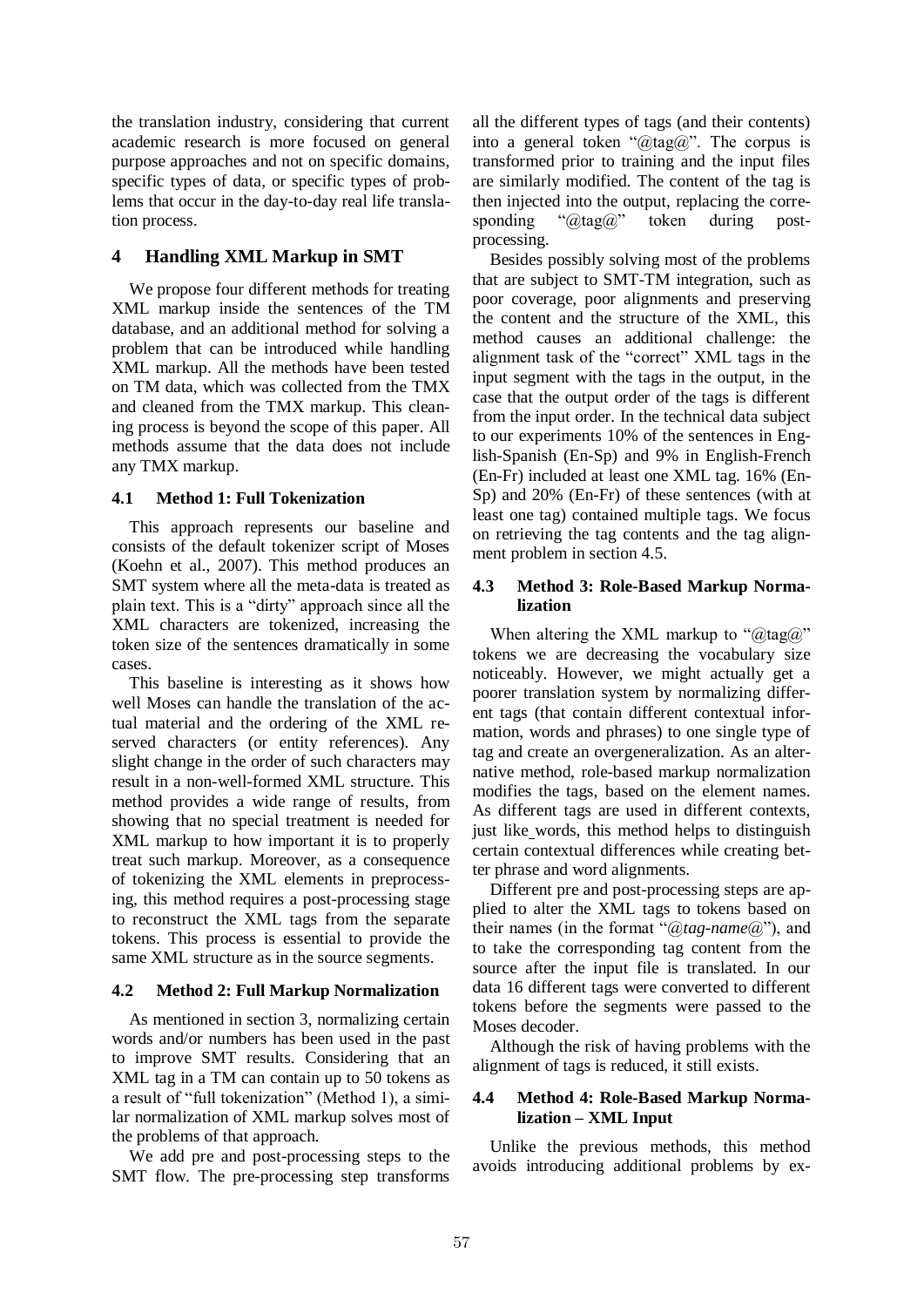the translation industry, considering that current academic research is more focused on general purpose approaches and not on specific domains, specific types of data, or specific types of problems that occur in the day-to-day real life translation process.

## 4 Handling XML Markup in SMT

We propose four different methods for treating XML markup inside the sentences of the TM database, and an additional method for solving a problem that can be introduced while handling XML markup. All the methods have been tested on TM data, which was collected from the TMX and cleaned from the TMX markup. This cleaning process is beyond the scope of this paper. All methods assume that the data does not include any TMX markup.

### 4.1 Method 1: Full Tokenization

This approach represents our baseline and consists of the default tokenizer script of Moses (Koehn et al., 2007). This method produces an SMT system where all the meta-data is treated as plain text. This is a "dirty" approach since all the XML characters are tokenized, increasing the token size of the sentences dramatically in some cases.

This baseline is interesting as it shows how well Moses can handle the translation of the actual material and the ordering of the XML reserved characters (or entity references). Any slight change in the order of such characters may result in a non-well-formed XML structure. This method provides a wide range of results, from showing that no special treatment is needed for XML markup to how important it is to properly treat such markup. Moreover, as a consequence of tokenizing the XML elements in preprocessing, this method requires a post-processing stage to reconstruct the XML tags from the separate tokens. This process is essential to provide the same XML structure as in the source segments.

### 4.2 Method 2: Full Markup Normalization

As mentioned in section 3, normalizing certain words and/or numbers has been used in the past to improve SMT results. Considering that an XML tag in a TM can contain up to 50 tokens as a result of "full tokenization" (Method 1), a similar normalization of XML markup solves most of the problems of that approach.

We add pre and post-processing steps to the SMT flow. The pre-processing step transforms all the different types of tags (and their contents) into a general token "@tag@". The corpus is transformed prior to training and the input files are similarly modified. The content of the tag is then injected into the output, replacing the corresponding "@tag@" token during post-processing.

Besides possibly solving most of the problems that are subject to SMT-TM integration, such as poor coverage, poor alignments and preserving the content and the structure of the XML, this method causes an additional challenge: the alignment task of the "correct" XML tags in the input segment with the tags in the output, in the case that the output order of the tags is different from the input order. In the technical data subject to our experiments 10% of the sentences in English-Spanish (En-Sp) and 9% in English-French (En-Fr) included at least one XML tag. 16% (En-Sp) and 20% (En-Fr) of these sentences (with at least one tag) contained multiple tags. We focus on retrieving the tag contents and the tag alignment problem in section 4.5.

### 4.3 Method 3: Role-Based Markup Normalization

When altering the XML markup to "@tag@" tokens we are decreasing the vocabulary size noticeably. However, we might actually get a poorer translation system by normalizing different tags (that contain different contextual information, words and phrases) to one single type of tag and create an overgeneralization. As an alternative method, role-based markup normalization modifies the tags, based on the element names. As different tags are used in different contexts, just like words, this method helps to distinguish certain contextual differences while creating better phrase and word alignments.

Different pre and post-processing steps are applied to alter the XML tags to tokens based on their names (in the format "@*tag-name*@"), and to take the corresponding tag content from the source after the input file is translated. In our data 16 different tags were converted to different tokens before the segments were passed to the Moses decoder.

Although the risk of having problems with the alignment of tags is reduced, it still exists.

### 4.4 Method 4: Role-Based Markup Normalization – XML Input

Unlike the previous methods, this method avoids introducing additional problems by ex-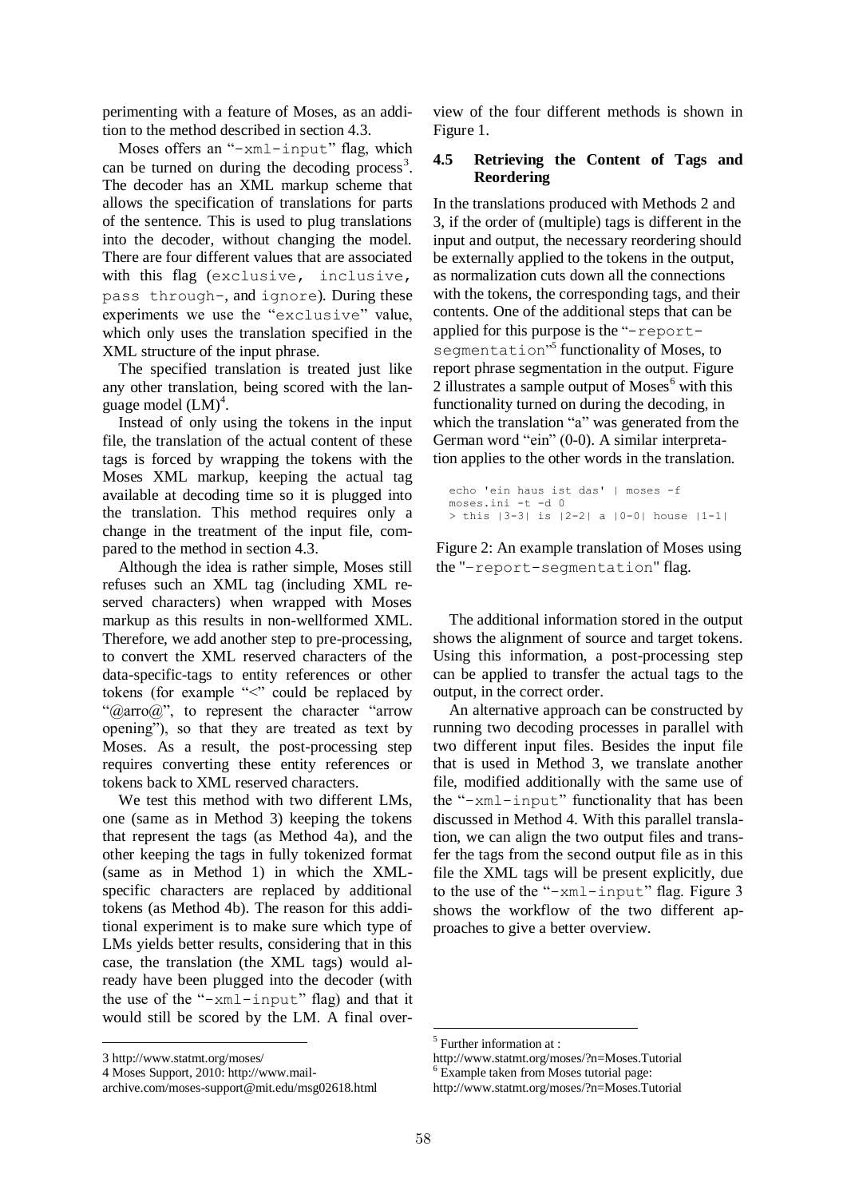perimenting with a feature of Moses, as an addition to the method described in section 4.3.

Moses offers an "`-xml-input`" flag, which can be turned on during the decoding process[3]. The decoder has an XML markup scheme that allows the specification of translations for parts of the sentence. This is used to plug translations into the decoder, without changing the model. There are four different values that are associated with this flag (`exclusive`, `inclusive`, `pass through-`, and `ignore`). During these experiments we use the "`exclusive`" value, which only uses the translation specified in the XML structure of the input phrase.

The specified translation is treated just like any other translation, being scored with the language model (LM)[4].

Instead of only using the tokens in the input file, the translation of the actual content of these tags is forced by wrapping the tokens with the Moses XML markup, keeping the actual tag available at decoding time so it is plugged into the translation. This method requires only a change in the treatment of the input file, compared to the method in section 4.3.

Although the idea is rather simple, Moses still refuses such an XML tag (including XML reserved characters) when wrapped with Moses markup as this results in non-wellformed XML. Therefore, we add another step to pre-processing, to convert the XML reserved characters of the data-specific-tags to entity references or other tokens (for example "<" could be replaced by "@arro@", to represent the character "arrow opening"), so that they are treated as text by Moses. As a result, the post-processing step requires converting these entity references or tokens back to XML reserved characters.

We test this method with two different LMs, one (same as in Method 3) keeping the tokens that represent the tags (as Method 4a), and the other keeping the tags in fully tokenized format (same as in Method 1) in which the XML-specific characters are replaced by additional tokens (as Method 4b). The reason for this additional experiment is to make sure which type of LMs yields better results, considering that in this case, the translation (the XML tags) would already have been plugged into the decoder (with the use of the "`-xml-input`" flag) and that it would still be scored by the LM. A final overview of the four different methods is shown in Figure 1.

### 4.5 Retrieving the Content of Tags and Reordering

In the translations produced with Methods 2 and 3, if the order of (multiple) tags is different in the input and output, the necessary reordering should be externally applied to the tokens in the output, as normalization cuts down all the connections with the tokens, the corresponding tags, and their contents. One of the additional steps that can be applied for this purpose is the "`-report-segmentation`"[5] functionality of Moses, to report phrase segmentation in the output. Figure 2 illustrates a sample output of Moses[6] with this functionality turned on during the decoding, in which the translation "a" was generated from the German word "ein" (0-0). A similar interpretation applies to the other words in the translation.

```
echo 'ein haus ist das' | moses -f
moses.ini -t -d 0
> this |3-3| is |2-2| a |0-0| house |1-1|
```

Figure 2: An example translation of Moses using the "`-report-segmentation`" flag.

The additional information stored in the output shows the alignment of source and target tokens. Using this information, a post-processing step can be applied to transfer the actual tags to the output, in the correct order.

An alternative approach can be constructed by running two decoding processes in parallel with two different input files. Besides the input file that is used in Method 3, we translate another file, modified additionally with the same use of the "`-xml-input`" functionality that has been discussed in Method 4. With this parallel translation, we can align the two output files and transfer the tags from the second output file as in this file the XML tags will be present explicitly, due to the use of the "`-xml-input`" flag. Figure 3 shows the workflow of the two different approaches to give a better overview.

---

3 http://www.statmt.org/moses/

4 Moses Support, 2010: http://www.mail-archive.com/moses-support@mit.edu/msg02618.html

5 Further information at : http://www.statmt.org/moses/?n=Moses.Tutorial

6 Example taken from Moses tutorial page: http://www.statmt.org/moses/?n=Moses.Tutorial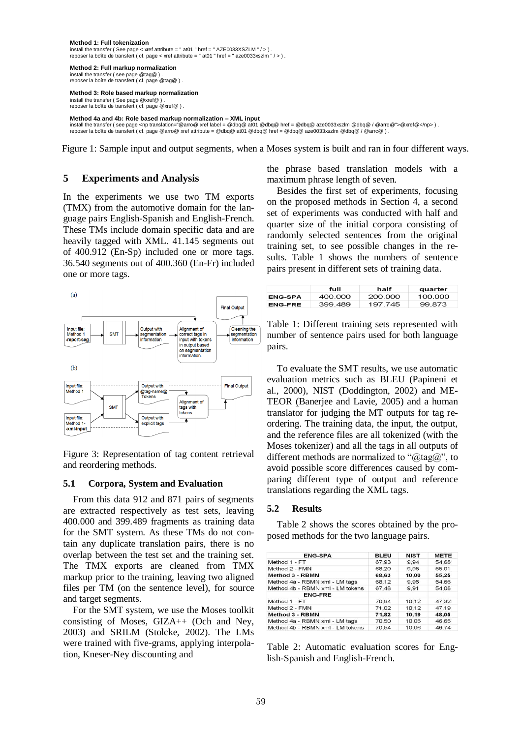**Method 1: Full tokenization**
install the transfer ( See page < xref attribute = " at01 " href = " AZE0033XSZLM " / > ) .
reposer la boîte de transfert ( cf. page < xref attribute = " at01 " href = " aze0033xszlm " / > ) .

**Method 2: Full markup normalization**
install the transfer ( see page @tag@ ) .
reposer la boîte de transfert ( cf. page @tag@ ) .

**Method 3: Role based markup normalization**
install the transfer ( See page @xref@ ) .
reposer la boîte de transfert ( cf. page @xref@ ) .

**Method 4a and 4b: Role based markup normalization – XML input**
install the transfer ( see page <np translation="@arro@ xref label = @dbq@ at01 @dbq@ href = @dbq@ aze0033xszlm @dbq@ / @arrc@">@xref@</np> ) .
reposer la boîte de transfert ( cf. page @arro@ xref attribute = @dbq@ at01 @dbq@ href = @dbq@ aze0033xszlm @dbq@ / @arrc@ ) .

Figure 1: Sample input and output segments, when a Moses system is built and ran in four different ways.

## 5 Experiments and Analysis

In the experiments we use two TM exports (TMX) from the automotive domain for the language pairs English-Spanish and English-French. These TMs include domain specific data and are heavily tagged with XML. 41.145 segments out of 400.912 (En-Sp) included one or more tags. 36.540 segments out of 400.360 (En-Fr) included one or more tags.

(a)

Input file: Method 1 -report-seg → SMT → Output with segmentation information → Alignment of correct tags in input with tokens in output based on segmentation information. → Cleaning the segmentation information → Final Output

(b)

Input file: Method 1 / Input file: Method 1- -xml-input → SMT → Output with @tag-name@ Tokens / Output with explicit tags → Alignment of tags with tokens → Final Output

Figure 3: Representation of tag content retrieval and reordering methods.

### 5.1 Corpora, System and Evaluation

From this data 912 and 871 pairs of segments are extracted respectively as test sets, leaving 400.000 and 399.489 fragments as training data for the SMT system. As these TMs do not contain any duplicate translation pairs, there is no overlap between the test set and the training set. The TMX exports are cleaned from TMX markup prior to the training, leaving two aligned files per TM (on the sentence level), for source and target segments.

For the SMT system, we use the Moses toolkit consisting of Moses, GIZA++ (Och and Ney, 2003) and SRILM (Stolcke, 2002). The LMs were trained with five-grams, applying interpolation, Kneser-Ney discounting and the phrase based translation models with a maximum phrase length of seven.

Besides the first set of experiments, focusing on the proposed methods in Section 4, a second set of experiments was conducted with half and quarter size of the initial corpora consisting of randomly selected sentences from the original training set, to see possible changes in the results. Table 1 shows the numbers of sentence pairs present in different sets of training data.

| | full | half | quarter |
|---|---|---|---|
| ENG-SPA | 400.000 | 200.000 | 100.000 |
| ENG-FRE | 399.489 | 197.745 | 99.873 |

Table 1: Different training sets represented with number of sentence pairs used for both language pairs.

To evaluate the SMT results, we use automatic evaluation metrics such as BLEU (Papineni et al., 2000), NIST (Doddington, 2002) and METEOR (Banerjee and Lavie, 2005) and a human translator for judging the MT outputs for tag reordering. The training data, the input, the output, and the reference files are all tokenized (with the Moses tokenizer) and all the tags in all outputs of different methods are normalized to "@tag@", to avoid possible score differences caused by comparing different type of output and reference translations regarding the XML tags.

### 5.2 Results

Table 2 shows the scores obtained by the proposed methods for the two language pairs.

| ENG-SPA | BLEU | NIST | METE |
|---|---|---|---|
| Method 1 - FT | 67,93 | 9,94 | 54,68 |
| Method 2 - FMN | 68,20 | 9,95 | 55,01 |
| **Method 3 - RBMN** | **68,63** | **10,00** | **55,25** |
| Method 4a - RBMN xml - LM tags | 68,12 | 9,95 | 54,66 |
| Method 4b - RBMN xml - LM tokens | 67,48 | 9,91 | 54,08 |
| **ENG-FRE** | | | |
| Method 1 - FT | 70,94 | 10,12 | 47,32 |
| Method 2 - FMN | 71,02 | 10,12 | 47,19 |
| **Method 3 - RBMN** | **71,82** | **10,19** | **48,05** |
| Method 4a - RBMN xml - LM tags | 70,50 | 10,05 | 46,65 |
| Method 4b - RBMN xml - LM tokens | 70,54 | 10,06 | 46,74 |

Table 2: Automatic evaluation scores for English-Spanish and English-French.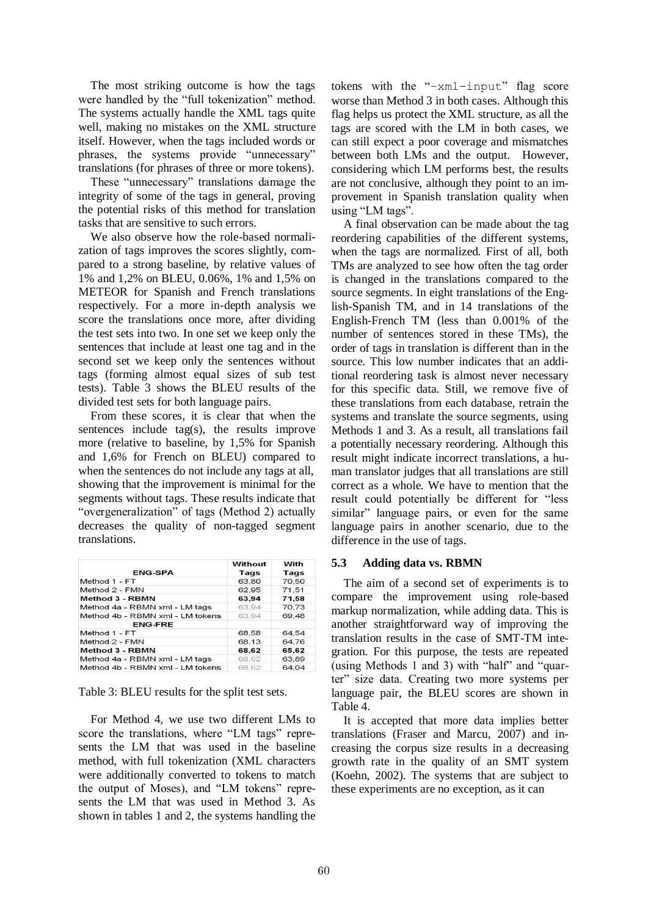The most striking outcome is how the tags were handled by the "full tokenization" method. The systems actually handle the XML tags quite well, making no mistakes on the XML structure itself. However, when the tags included words or phrases, the systems provide "unnecessary" translations (for phrases of three or more tokens).

These "unnecessary" translations damage the integrity of some of the tags in general, proving the potential risks of this method for translation tasks that are sensitive to such errors.

We also observe how the role-based normalization of tags improves the scores slightly, compared to a strong baseline, by relative values of 1% and 1,2% on BLEU, 0.06%, 1% and 1,5% on METEOR for Spanish and French translations respectively. For a more in-depth analysis we score the translations once more, after dividing the test sets into two. In one set we keep only the sentences that include at least one tag and in the second set we keep only the sentences without tags (forming almost equal sizes of sub test tests). Table 3 shows the BLEU results of the divided test sets for both language pairs.

From these scores, it is clear that when the sentences include tag(s), the results improve more (relative to baseline, by 1,5% for Spanish and 1,6% for French on BLEU) compared to when the sentences do not include any tags at all, showing that the improvement is minimal for the segments without tags. These results indicate that "overgeneralization" of tags (Method 2) actually decreases the quality of non-tagged segment translations.

| ENG-SPA | Without Tags | With Tags |
|---|---|---|
| Method 1 - FT | 63,80 | 70,50 |
| Method 2 - FMN | 62,95 | 71,51 |
| **Method 3 - RBMN** | **63,94** | **71,58** |
| Method 4a - RBMN xml - LM tags | 63,94 | 70,73 |
| Method 4b - RBMN xml - LM tokens | 63,94 | 69,48 |
| **ENG-FRE** | | |
| Method 1 - FT | 68,58 | 64,54 |
| Method 2 - FMN | 68,13 | 64,76 |
| **Method 3 - RBMN** | **68,62** | **65,62** |
| Method 4a - RBMN xml - LM tags | 68,62 | 63,89 |
| Method 4b - RBMN xml - LM tokens | 68,62 | 64,04 |

Table 3: BLEU results for the split test sets.

For Method 4, we use two different LMs to score the translations, where "LM tags" represents the LM that was used in the baseline method, with full tokenization (XML characters were additionally converted to tokens to match the output of Moses), and "LM tokens" represents the LM that was used in Method 3. As shown in tables 1 and 2, the systems handling the tokens with the "`-xml-input`" flag score worse than Method 3 in both cases. Although this flag helps us protect the XML structure, as all the tags are scored with the LM in both cases, we can still expect a poor coverage and mismatches between both LMs and the output. However, considering which LM performs best, the results are not conclusive, although they point to an improvement in Spanish translation quality when using "LM tags".

A final observation can be made about the tag reordering capabilities of the different systems, when the tags are normalized. First of all, both TMs are analyzed to see how often the tag order is changed in the translations compared to the source segments. In eight translations of the English-Spanish TM, and in 14 translations of the English-French TM (less than 0.001% of the number of sentences stored in these TMs), the order of tags in translation is different than in the source. This low number indicates that an additional reordering task is almost never necessary for this specific data. Still, we remove five of these translations from each database, retrain the systems and translate the source segments, using Methods 1 and 3. As a result, all translations fail a potentially necessary reordering. Although this result might indicate incorrect translations, a human translator judges that all translations are still correct as a whole. We have to mention that the result could potentially be different for "less similar" language pairs, or even for the same language pairs in another scenario, due to the difference in the use of tags.

### 5.3 Adding data vs. RBMN

The aim of a second set of experiments is to compare the improvement using role-based markup normalization, while adding data. This is another straightforward way of improving the translation results in the case of SMT-TM integration. For this purpose, the tests are repeated (using Methods 1 and 3) with "half" and "quarter" size data. Creating two more systems per language pair, the BLEU scores are shown in Table 4.

It is accepted that more data implies better translations (Fraser and Marcu, 2007) and increasing the corpus size results in a decreasing growth rate in the quality of an SMT system (Koehn, 2002). The systems that are subject to these experiments are no exception, as it can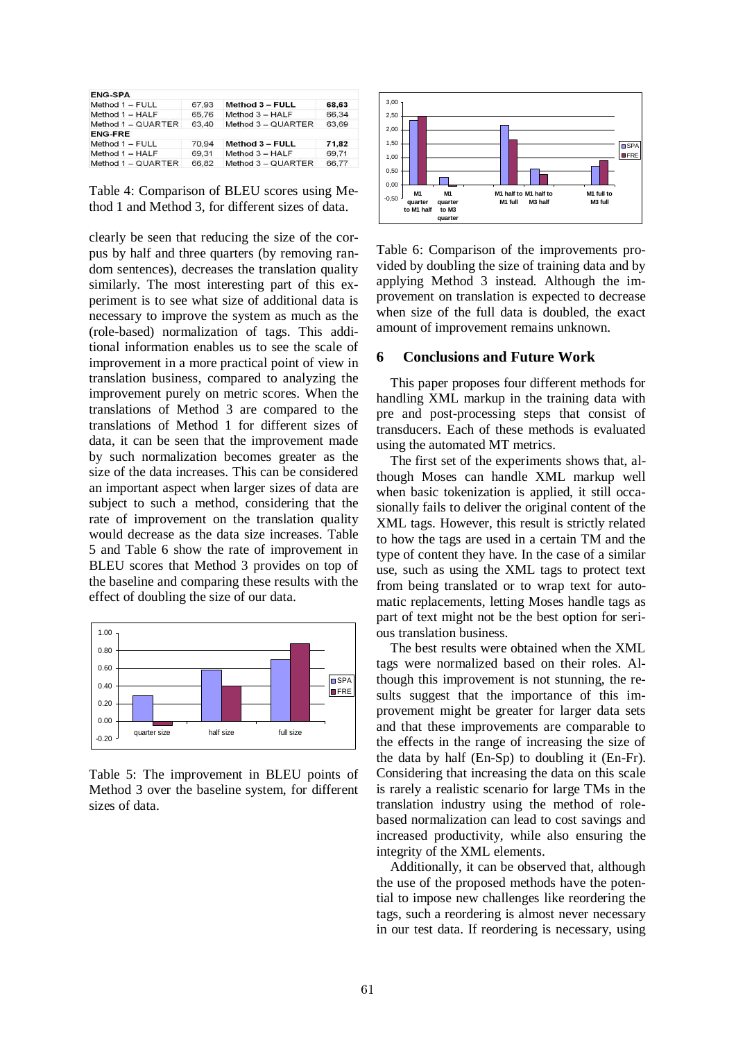| ENG-SPA | | | |
|---|---|---|---|
| Method 1 – FULL | 67,93 | **Method 3 – FULL** | **68,63** |
| Method 1 – HALF | 65,76 | Method 3 – HALF | 66,34 |
| Method 1 – QUARTER | 63,40 | Method 3 – QUARTER | 63,69 |
| **ENG-FRE** | | | |
| Method 1 – FULL | 70,94 | **Method 3 – FULL** | **71,82** |
| Method 1 – HALF | 69,31 | Method 3 – HALF | 69,71 |
| Method 1 – QUARTER | 66,82 | Method 3 – QUARTER | 66,77 |

Table 4: Comparison of BLEU scores using Method 1 and Method 3, for different sizes of data.

clearly be seen that reducing the size of the corpus by half and three quarters (by removing random sentences), decreases the translation quality similarly. The most interesting part of this experiment is to see what size of additional data is necessary to improve the system as much as the (role-based) normalization of tags. This additional information enables us to see the scale of improvement in a more practical point of view in translation business, compared to analyzing the improvement purely on metric scores. When the translations of Method 3 are compared to the translations of Method 1 for different sizes of data, it can be seen that the improvement made by such normalization becomes greater as the size of the data increases. This can be considered an important aspect when larger sizes of data are subject to such a method, considering that the rate of improvement on the translation quality would decrease as the data size increases. Table 5 and Table 6 show the rate of improvement in BLEU scores that Method 3 provides on top of the baseline and comparing these results with the effect of doubling the size of our data.

Table 5: The improvement in BLEU points of Method 3 over the baseline system, for different sizes of data.

Table 6: Comparison of the improvements provided by doubling the size of training data and by applying Method 3 instead. Although the improvement on translation is expected to decrease when size of the full data is doubled, the exact amount of improvement remains unknown.

## 6 Conclusions and Future Work

This paper proposes four different methods for handling XML markup in the training data with pre and post-processing steps that consist of transducers. Each of these methods is evaluated using the automated MT metrics.

The first set of the experiments shows that, although Moses can handle XML markup well when basic tokenization is applied, it still occasionally fails to deliver the original content of the XML tags. However, this result is strictly related to how the tags are used in a certain TM and the type of content they have. In the case of a similar use, such as using the XML tags to protect text from being translated or to wrap text for automatic replacements, letting Moses handle tags as part of text might not be the best option for serious translation business.

The best results were obtained when the XML tags were normalized based on their roles. Although this improvement is not stunning, the results suggest that the importance of this improvement might be greater for larger data sets and that these improvements are comparable to the effects in the range of increasing the size of the data by half (En-Sp) to doubling it (En-Fr). Considering that increasing the data on this scale is rarely a realistic scenario for large TMs in the translation industry using the method of role-based normalization can lead to cost savings and increased productivity, while also ensuring the integrity of the XML elements.

Additionally, it can be observed that, although the use of the proposed methods have the potential to impose new challenges like reordering the tags, such a reordering is almost never necessary in our test data. If reordering is necessary, using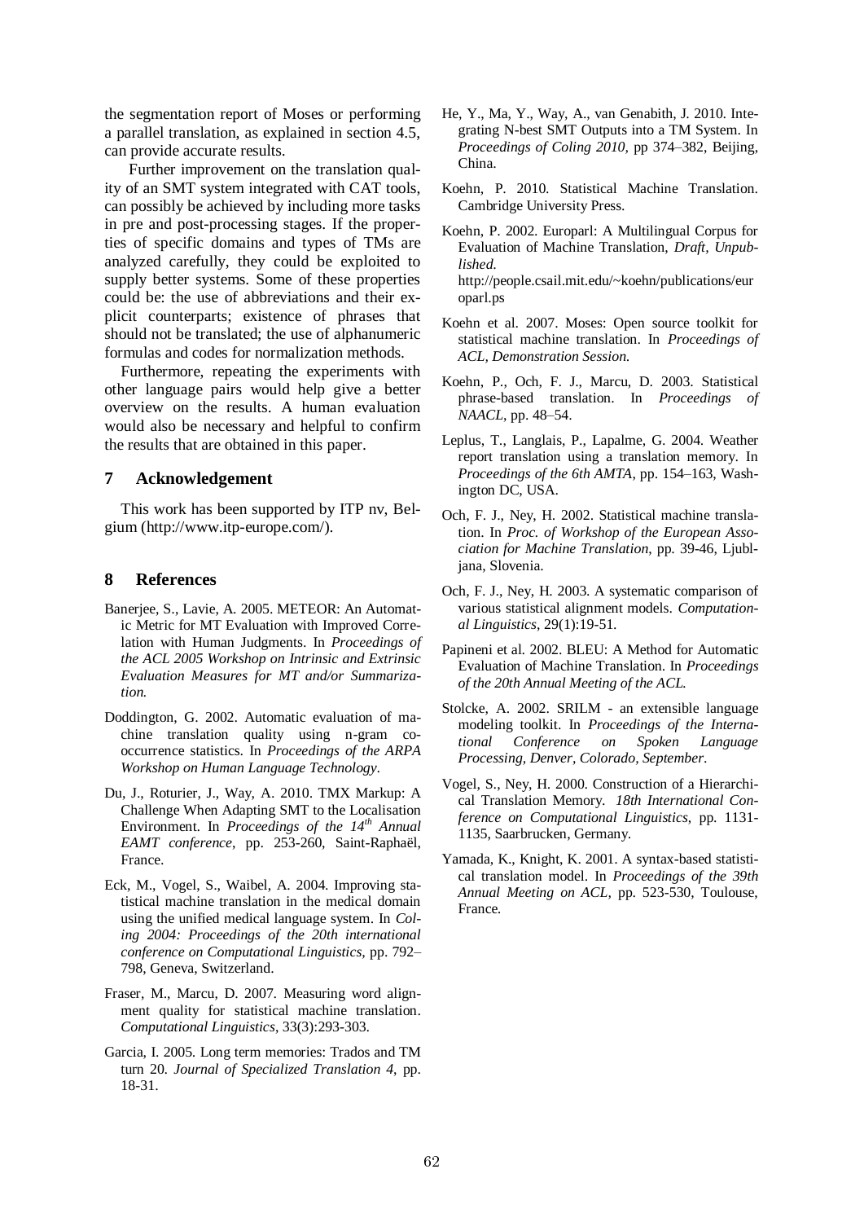the segmentation report of Moses or performing a parallel translation, as explained in section 4.5, can provide accurate results.

Further improvement on the translation quality of an SMT system integrated with CAT tools, can possibly be achieved by including more tasks in pre and post-processing stages. If the properties of specific domains and types of TMs are analyzed carefully, they could be exploited to supply better systems. Some of these properties could be: the use of abbreviations and their explicit counterparts; existence of phrases that should not be translated; the use of alphanumeric formulas and codes for normalization methods.

Furthermore, repeating the experiments with other language pairs would help give a better overview on the results. A human evaluation would also be necessary and helpful to confirm the results that are obtained in this paper.

## 7 Acknowledgement

This work has been supported by ITP nv, Belgium (http://www.itp-europe.com/).

## 8 References

Banerjee, S., Lavie, A. 2005. METEOR: An Automatic Metric for MT Evaluation with Improved Correlation with Human Judgments. In *Proceedings of the ACL 2005 Workshop on Intrinsic and Extrinsic Evaluation Measures for MT and/or Summarization.*

Doddington, G. 2002. Automatic evaluation of machine translation quality using n-gram co-occurrence statistics. In *Proceedings of the ARPA Workshop on Human Language Technology*.

Du, J., Roturier, J., Way, A. 2010. TMX Markup: A Challenge When Adapting SMT to the Localisation Environment. In *Proceedings of the 14th Annual EAMT conference*, pp. 253-260, Saint-Raphaël, France.

Eck, M., Vogel, S., Waibel, A. 2004. Improving statistical machine translation in the medical domain using the unified medical language system. In *Coling 2004: Proceedings of the 20th international conference on Computational Linguistics*, pp. 792–798, Geneva, Switzerland.

Fraser, M., Marcu, D. 2007. Measuring word alignment quality for statistical machine translation. *Computational Linguistics*, 33(3):293-303.

Garcia, I. 2005. Long term memories: Trados and TM turn 20. *Journal of Specialized Translation 4*, pp. 18-31.

He, Y., Ma, Y., Way, A., van Genabith, J. 2010. Integrating N-best SMT Outputs into a TM System. In *Proceedings of Coling 2010*, pp 374–382, Beijing, China.

Koehn, P. 2010. Statistical Machine Translation. Cambridge University Press.

Koehn, P. 2002. Europarl: A Multilingual Corpus for Evaluation of Machine Translation, *Draft, Unpublished.* http://people.csail.mit.edu/~koehn/publications/europarl.ps

Koehn et al. 2007. Moses: Open source toolkit for statistical machine translation. In *Proceedings of ACL, Demonstration Session.*

Koehn, P., Och, F. J., Marcu, D. 2003. Statistical phrase-based translation. In *Proceedings of NAACL*, pp. 48–54.

Leplus, T., Langlais, P., Lapalme, G. 2004. Weather report translation using a translation memory. In *Proceedings of the 6th AMTA*, pp. 154–163, Washington DC, USA.

Och, F. J., Ney, H. 2002. Statistical machine translation. In *Proc. of Workshop of the European Association for Machine Translation*, pp. 39-46, Ljubljana, Slovenia.

Och, F. J., Ney, H. 2003. A systematic comparison of various statistical alignment models. *Computational Linguistics*, 29(1):19-51.

Papineni et al. 2002. BLEU: A Method for Automatic Evaluation of Machine Translation. In *Proceedings of the 20th Annual Meeting of the ACL.*

Stolcke, A. 2002. SRILM - an extensible language modeling toolkit. In *Proceedings of the International Conference on Spoken Language Processing, Denver, Colorado, September.*

Vogel, S., Ney, H. 2000. Construction of a Hierarchical Translation Memory. *18th International Conference on Computational Linguistics*, pp. 1131-1135, Saarbrucken, Germany.

Yamada, K., Knight, K. 2001. A syntax-based statistical translation model. In *Proceedings of the 39th Annual Meeting on ACL*, pp. 523-530, Toulouse, France.